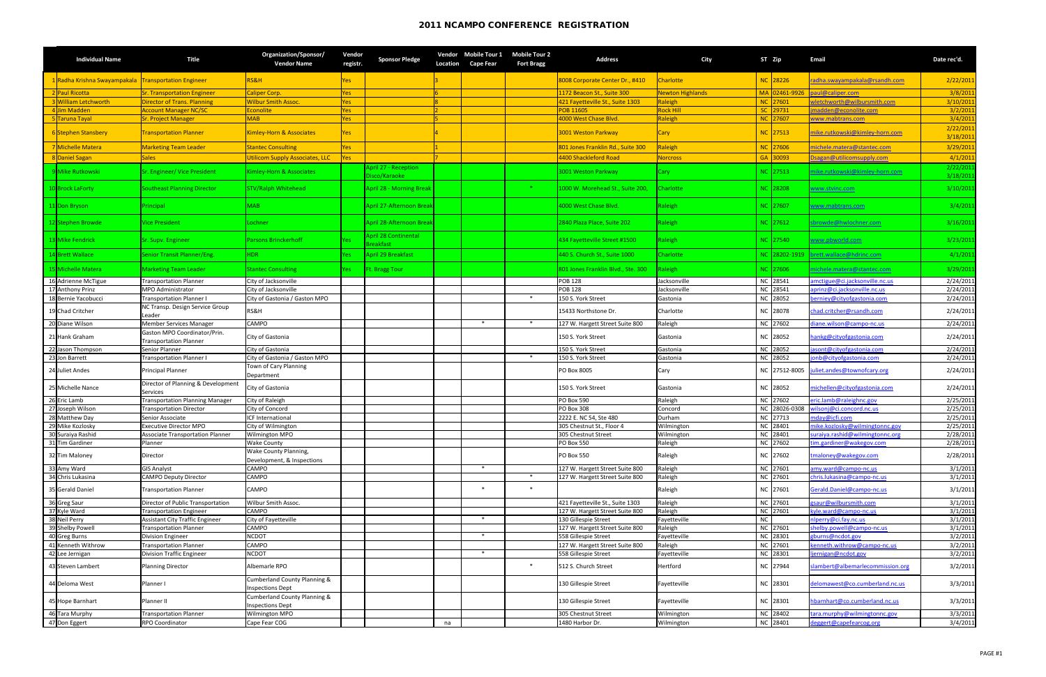# 2011 NCAMPO CONFERENCE REGISTRATION

| | Individual Name | Title | Organization/Sponsor/ Vendor Name | Vendor registr. | Sponsor Pledge | Vendor Location | Mobile Tour 1 Cape Fear | Mobile Tour 2 Fort Bragg | Address | City | ST | Zip | Email | Date rec'd. |
|---|---|---|---|---|---|---|---|---|---|---|---|---|---|---|
| 1 | Radha Krishna Swayampakala | Transportation Engineer | RS&H | Yes | | 3 | | | 8008 Corporate Center Dr., #410 | Charlotte | NC | 28226 | radha.swayampakala@rsandh.com | 2/22/2011 |
| 2 | Paul Ricotta | Sr. Transportation Engineer | Caliper Corp. | Yes | | 6 | | | 1172 Beacon St., Suite 300 | Newton Highlands | MA | 02461-9926 | paul@caliper.com | 3/8/2011 |
| 3 | William Letchworth | Director of Trans. Planning | Wilbur Smith Assoc. | Yes | | 8 | | | 421 Fayetteville St., Suite 1303 | Raleigh | NC | 27601 | wletchworth@wilbursmith.com | 3/10/2011 |
| 4 | Jim Madden | Account Manager NC/SC | Econolite | Yes | | 2 | | | POB 11605 | Rock Hill | SC | 29731 | jmadden@econolite.com | 3/2/2011 |
| 5 | Taruna Tayal | Sr. Project Manager | MAB | Yes | | 5 | | | 4000 West Chase Blvd. | Raleigh | NC | 27607 | www.mabtrans.com | 3/4/2011 |
| 6 | Stephen Stansbery | Transportation Planner | Kimley-Horn & Associates | Yes | | 4 | | | 3001 Weston Parkway | Cary | NC | 27513 | mike.rutkowski@kimley-horn.com | 2/22/2011 3/18/2011 |
| 7 | Michelle Matera | Marketing Team Leader | Stantec Consulting | Yes | | 1 | | | 801 Jones Franklin Rd., Suite 300 | Raleigh | NC | 27606 | michele.matera@stantec.com | 3/29/2011 |
| 8 | Daniel Sagan | Sales | Utilicom Supply Associates, LLC | Yes | | 7 | | | 4400 Shackleford Road | Norcross | GA | 30093 | Dsagan@utilicomsupply.com | 4/1/2011 |
| 9 | Mike Rutkowski | Sr. Engineer/ Vice President | Kimley-Horn & Associates | | April 27 - Reception Disco/Karaoke | | | | 3001 Weston Parkway | Cary | NC | 27513 | mike.rutkowski@kimley-horn.com | 2/22/2011 3/18/2011 |
| 10 | Brock LaForty | Southeast Planning Director | STV/Ralph Whitehead | | April 28 - Morning Break | | | * | 1000 W. Morehead St., Suite 200, | Charlotte | NC | 28208 | www.stvinc.com | 3/10/2011 |
| 11 | Don Bryson | Principal | MAB | | April 27-Afternoon Break | | | | 4000 West Chase Blvd. | Raleigh | NC | 27607 | www.mabtrans.com | 3/4/2011 |
| 12 | Stephen Browde | Vice President | Lochner | | April 28-Afternoon Break | | | | 2840 Plaza Place, Suite 202 | Raleigh | NC | 27612 | sbrowde@hwlochner.com | 3/16/2011 |
| 13 | Mike Fendrick | Sr. Supv. Engineer | Parsons Brinckerhoff | Yes | April 28 Continental Breakfast | | | | 434 Fayetteville Street #1500 | Raleigh | NC | 27540 | www.pbworld.com | 3/23/2011 |
| 14 | Brett Wallace | Senior Transit Planner/Eng. | HDR | Yes | April 29 Breakfast | | | | 440 S. Church St., Suite 1000 | Charlotte | NC | 28202-1919 | brett.wallace@hdrinc.com | 4/1/2011 |
| 15 | Michelle Matera | Marketing Team Leader | Stantec Consulting | Yes | Ft. Bragg Tour | | | | 801 Jones Franklin Blvd., Ste. 300 | Raleigh | NC | 27606 | michele.matera@stantec.com | 3/29/2011 |
| 16 | Adrienne McTigue | Transportation Planner | City of Jacksonville | | | | | | POB 128 | Jacksonville | NC | 28541 | amctigue@ci.jacksonville.nc.us | 2/24/2011 |
| 17 | Anthony Prinz | MPO Administrator | City of Jacksonville | | | | | | POB 128 | Jacksonville | NC | 28541 | aprinz@ci.jacksonville.nc.us | 2/24/2011 |
| 18 | Bernie Yacobucci | Transportation Planner I | City of Gastonia / Gaston MPO | | | | | * | 150 S. York Street | Gastonia | NC | 28052 | berniey@cityofgastonia.com | 2/24/2011 |
| 19 | Chad Critcher | NC Transp. Design Service Group Leader | RS&H | | | | | | 15433 Northstone Dr. | Charlotte | NC | 28078 | chad.critcher@rsandh.com | 2/24/2011 |
| 20 | Diane Wilson | Member Services Manager | CAMPO | | | | * | * | 127 W. Hargett Street Suite 800 | Raleigh | NC | 27602 | diane.wilson@campo-nc.us | 2/24/2011 |
| 21 | Hank Graham | Gaston MPO Coordinator/Prin. Transportation Planner | City of Gastonia | | | | | | 150 S. York Street | Gastonia | NC | 28052 | hankg@cityofgastonia.com | 2/24/2011 |
| 22 | Jason Thompson | Senior Planner | City of Gastonia | | | | | | 150 S. York Street | Gastonia | NC | 28052 | jasont@cityofgastonia.com | 2/24/2011 |
| 23 | Jon Barrett | Transportation Planner I | City of Gastonia / Gaston MPO | | | | | * | 150 S. York Street | Gastonia | NC | 28052 | jonb@cityofgastonia.com | 2/24/2011 |
| 24 | Juliet Andes | Principal Planner | Town of Cary Planning Department | | | | | | PO Box 8005 | Cary | NC | 27512-8005 | juliet.andes@townofcary.org | 2/24/2011 |
| 25 | Michelle Nance | Director of Planning & Development Services | City of Gastonia | | | | | | 150 S. York Street | Gastonia | NC | 28052 | michellen@cityofgastonia.com | 2/24/2011 |
| 26 | Eric Lamb | Transportation Planning Manager | City of Raleigh | | | | | | PO Box 590 | Raleigh | NC | 27602 | eric.lamb@raleighnc.gov | 2/25/2011 |
| 27 | Joseph Wilson | Transportation Director | City of Concord | | | | | | PO Box 308 | Concord | NC | 28026-0308 | wilsonj@ci.concord.nc.us | 2/25/2011 |
| 28 | Matthew Day | Senior Associate | ICF International | | | | | | 2222 E. NC 54, Ste 480 | Durham | NC | 27713 | mday@icfi.com | 2/25/2011 |
| 29 | Mike Kozlosky | Executive Director MPO | City of Wilmington | | | | | | 305 Chestnut St., Floor 4 | Wilmington | NC | 28401 | mike.kozlosky@wilmingtonnc.gov | 2/25/2011 |
| 30 | Suraiya Rashid | Associate Transportation Planner | Wilmington MPO | | | | | | 305 Chestnut Street | Wilmington | NC | 28401 | suraiya.rashid@wilmingtonnc.org | 2/28/2011 |
| 31 | Tim Gardiner | Planner | Wake County | | | | | | PO Box 550 | Raleigh | NC | 27602 | tim.gardiner@wakegov.com | 2/28/2011 |
| 32 | Tim Maloney | Director | Wake County Planning, Development, & Inspections | | | | | | PO Box 550 | Raleigh | NC | 27602 | tmaloney@wakegov.com | 2/28/2011 |
| 33 | Amy Ward | GIS Analyst | CAMPO | | | | * | | 127 W. Hargett Street Suite 800 | Raleigh | NC | 27601 | amy.ward@campo-nc.us | 3/1/2011 |
| 34 | Chris Lukasina | CAMPO Deputy Director | CAMPO | | | | | * | 127 W. Hargett Street Suite 800 | Raleigh | NC | 27601 | chris.lukasina@campo-nc.us | 3/1/2011 |
| 35 | Gerald Daniel | Transportation Planner | CAMPO | | | | * | * | | Raleigh | NC | 27601 | Gerald.Daniel@campo-nc.us | 3/1/2011 |
| 36 | Greg Saur | Director of Public Transportation | Wilbur Smith Assoc. | | | | | | 421 Fayetteville St., Suite 1303 | Raleigh | NC | 27601 | gsaur@wilbursmith.com | 3/1/2011 |
| 37 | Kyle Ward | Transportation Engineer | CAMPO | | | | | | 127 W. Hargett Street Suite 800 | Raleigh | NC | 27601 | kyle.ward@campo-nc.us | 3/1/2011 |
| 38 | Neil Perry | Assistant City Traffic Engineer | City of Fayetteville | | | | * | | 130 Gillespie Street | Fayetteville | NC | | nlperry@ci.fay.nc.us | 3/1/2011 |
| 39 | Shelby Powell | Transportation Planner | CAMPO | | | | | | 127 W. Hargett Street Suite 800 | Raleigh | NC | 27601 | shelby.powell@campo-nc.us | 3/1/2011 |
| 40 | Greg Burns | Division Engineer | NCDOT | | | | * | | 558 Gillespie Street | Fayetteville | NC | 28301 | gburns@ncdot.gov | 3/2/2011 |
| 41 | Kenneth Withrow | Transportation Planner | CAMPO | | | | | | 127 W. Hargett Street Suite 800 | Raleigh | NC | 27601 | kenneth.withrow@campo-nc.us | 3/2/2011 |
| 42 | Lee Jernigan | Division Traffic Engineer | NCDOT | | | | * | | 558 Gillespie Street | Fayetteville | NC | 28301 | ljernigan@ncdot.gov | 3/2/2011 |
| 43 | Steven Lambert | Planning Director | Albemarle RPO | | | | | * | 512 S. Church Street | Hertford | NC | 27944 | slambert@albemarlecommission.org | 3/2/2011 |
| 44 | Deloma West | Planner I | Cumberland County Planning & Inspections Dept | | | | | | 130 Gillespie Street | Fayetteville | NC | 28301 | delomawest@co.cumberland.nc.us | 3/3/2011 |
| 45 | Hope Barnhart | Planner II | Cumberland County Planning & Inspections Dept | | | | | | 130 Gillespie Street | Fayetteville | NC | 28301 | hbarnhart@co.cumberland.nc.us | 3/3/2011 |
| 46 | Tara Murphy | Transportation Planner | Wilmington MPO | | | | | | 305 Chestnut Street | Wilmington | NC | 28402 | tara.murphy@wilmingtonnc.gov | 3/3/2011 |
| 47 | Don Eggert | RPO Coordinator | Cape Fear COG | | | na | | | 1480 Harbor Dr. | Wilmington | NC | 28401 | deggert@capefearcog.org | 3/4/2011 |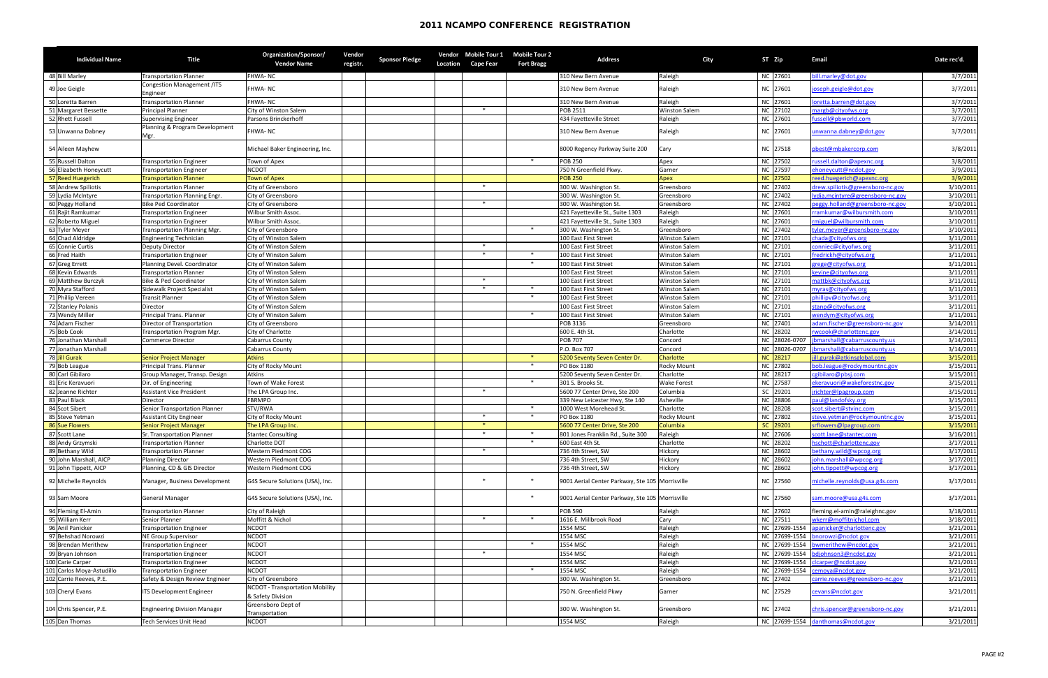# 2011 NCAMPO CONFERENCE REGISTRATION

| | Individual Name | Title | Organization/Sponsor/ Vendor Name | Vendor registr. | Sponsor Pledge | Vendor Location | Mobile Tour 1 Cape Fear | Mobile Tour 2 Fort Bragg | Address | City | ST | Zip | Email | Date rec'd. |
|---|---|---|---|---|---|---|---|---|---|---|---|---|---|---|
| 48 | Bill Marley | Transportation Planner | FHWA- NC | | | | | | 310 New Bern Avenue | Raleigh | NC | 27601 | bill.marley@dot.gov | 3/7/2011 |
| 49 | Joe Geigle | Congestion Management /ITS Engineer | FHWA- NC | | | | | | 310 New Bern Avenue | Raleigh | NC | 27601 | joseph.geigle@dot.gov | 3/7/2011 |
| 50 | Loretta Barren | Transportation Planner | FHWA- NC | | | | | | 310 New Bern Avenue | Raleigh | NC | 27601 | loretta.barren@dot.gov | 3/7/2011 |
| 51 | Margaret Bessette | Principal Planner | City of Winston Salem | | | | * | | POB 2511 | Winston Salem | NC | 27102 | margb@cityofws.org | 3/7/2011 |
| 52 | Rhett Fussell | Supervising Engineer | Parsons Brinckerhoff | | | | | | 434 Fayetteville Street | Raleigh | NC | 27601 | fussell@pbworld.com | 3/7/2011 |
| 53 | Unwanna Dabney | Planning & Program Development Mgr. | FHWA- NC | | | | | | 310 New Bern Avenue | Raleigh | NC | 27601 | unwanna.dabney@dot.gov | 3/7/2011 |
| 54 | Aileen Mayhew | | Michael Baker Engineering, Inc. | | | | | | 8000 Regency Parkway Suite 200 | Cary | NC | 27518 | pbest@mbakercorp.com | 3/8/2011 |
| 55 | Russell Dalton | Transportation Engineer | Town of Apex | | | | | * | POB 250 | Apex | NC | 27502 | russell.dalton@apexnc.org | 3/8/2011 |
| 56 | Elizabeth Honeycutt | Transportation Engineer | NCDOT | | | | | | 750 N Greenfield Pkwy. | Garner | NC | 27597 | ehoneycutt@ncdot.gov | 3/9/2011 |
| 57 | Reed Huegerich | Transportation Planner | Town of Apex | | | | | | POB 250 | Apex | NC | 27502 | reed.huegerich@apexnc.org | 3/9/2011 |
| 58 | Andrew Spiliotis | Transportation Planner | City of Greensboro | | | | * | | 300 W. Washington St. | Greensboro | NC | 27402 | drew.spiliotis@greensboro-nc.gov | 3/10/2011 |
| 59 | Lydia McIntyre | Transportation Planning Engr. | City of Greensboro | | | | | | 300 W. Washington St. | Greensboro | NC | 27402 | lydia.mcintyre@greensboro-nc.gov | 3/10/2011 |
| 60 | Peggy Holland | Bike Ped Coordinator | City of Greensboro | | | | * | | 300 W. Washington St. | Greensboro | NC | 27402 | peggy.holland@greensboro-nc.gov | 3/10/2011 |
| 61 | Rajit Ramkumar | Transportation Engineer | Wilbur Smith Assoc. | | | | | | 421 Fayetteville St., Suite 1303 | Raleigh | NC | 27601 | rramkumar@wilbursmith.com | 3/10/2011 |
| 62 | Roberto Miguel | Transportation Engineer | Wilbur Smith Assoc. | | | | | | 421 Fayetteville St., Suite 1303 | Raleigh | NC | 27601 | rmiguel@wilbursmith.com | 3/10/2011 |
| 63 | Tyler Meyer | Transportation Planning Mgr. | City of Greensboro | | | | | * | 300 W. Washington St. | Greensboro | NC | 27402 | tyler.meyer@greensboro-nc.gov | 3/10/2011 |
| 64 | Chad Aldridge | Engineering Technician | City of Winston Salem | | | | | | 100 East First Street | Winston Salem | NC | 27101 | chada@cityofws.org | 3/11/2011 |
| 65 | Connie Curtis | Deputy Director | City of Winston Salem | | | | * | | 100 East First Street | Winston Salem | NC | 27101 | conniec@cityofws.org | 3/11/2011 |
| 66 | Fred Haith | Transportation Engineer | City of Winston Salem | | | | * | * | 100 East First Street | Winston Salem | NC | 27101 | fredrickh@cityofws.org | 3/11/2011 |
| 67 | Greg Errett | Planning Devel. Coordinator | City of Winston Salem | | | | | * | 100 East First Street | Winston Salem | NC | 27101 | grege@cityofws.org | 3/11/2011 |
| 68 | Kevin Edwards | Transportation Planner | City of Winston Salem | | | | | | 100 East First Street | Winston Salem | NC | 27101 | kevine@cityofws.org | 3/11/2011 |
| 69 | Matthew Burczyk | Bike & Ped Coordinator | City of Winston Salem | | | | * | | 100 East First Street | Winston Salem | NC | 27101 | mattbk@cityofws.org | 3/11/2011 |
| 70 | Myra Stafford | Sidewalk Project Specialist | City of Winston Salem | | | | * | * | 100 East First Street | Winston Salem | NC | 27101 | myras@cityofws.org | 3/11/2011 |
| 71 | Phillip Vereen | Transit Planner | City of Winston Salem | | | | | * | 100 East First Street | Winston Salem | NC | 27101 | phillipv@cityofws.org | 3/11/2011 |
| 72 | Stanley Polanis | Director | City of Winston Salem | | | | | | 100 East First Street | Winston Salem | NC | 27101 | stanp@cityofws.org | 3/11/2011 |
| 73 | Wendy Miller | Principal Trans. Planner | City of Winston Salem | | | | | * | 100 East First Street | Winston Salem | NC | 27101 | wendym@cityofws.org | 3/11/2011 |
| 74 | Adam Fischer | Director of Transportation | City of Greensboro | | | | | | POB 3136 | Greensboro | NC | 27401 | adam.fischer@greensboro-nc.gov | 3/14/2011 |
| 75 | Bob Cook | Transportation Program Mgr. | City of Charlotte | | | | | | 600 E. 4th St. | Charlotte | NC | 28202 | rwcook@charlottenc.gov | 3/14/2011 |
| 76 | Jonathan Marshall | Commerce Director | Cabarrus County | | | | | | POB 707 | Concord | NC | 28026-0707 | jbmarshall@cabarruscounty.us | 3/14/2011 |
| 77 | Jonathan Marshall | | Cabarrus County | | | | | | P.O. Box 707 | Concord | NC | 28026-0707 | jbmarshall@cabarruscounty.us | 3/14/2011 |
| 78 | Jill Gurak | Senior Project Manager | Atkins | | | | | * | 5200 Seventy Seven Center Dr. | Charlotte | NC | 28217 | jill.gurak@atkinsglobal.com | 3/15/2011 |
| 79 | Bob League | Principal Trans. Planner | City of Rocky Mount | | | | | * | PO Box 1180 | Rocky Mount | NC | 27802 | bob.league@rockymountnc.gov | 3/15/2011 |
| 80 | Carl Gibilaro | Group Manager, Transp. Design | Atkins | | | | | | 5200 Seventy Seven Center Dr. | Charlotte | NC | 28217 | cgibilaro@pbsj.com | 3/15/2011 |
| 81 | Eric Keravuori | Dir. of Engineering | Town of Wake Forest | | | | | * | 301 S. Brooks St. | Wake Forest | NC | 27587 | ekeravuori@wakeforestnc.gov | 3/15/2011 |
| 82 | Jeanne Richter | Assistant Vice President | The LPA Group Inc. | | | | * | | 5600 77 Center Drive, Ste 200 | Columbia | SC | 29201 | jrichter@lpagroup.com | 3/15/2011 |
| 83 | Paul Black | Director | FBRMPO | | | | | | 339 New Leicester Hwy, Ste 140 | Asheville | NC | 28806 | paul@landofsky.org | 3/15/2011 |
| 84 | Scot Sibert | Senior Transportation Planner | STV/RWA | | | | | * | 1000 West Morehead St. | Charlotte | NC | 28208 | scot.sibert@stvinc.com | 3/15/2011 |
| 85 | Steve Yetman | Assistant City Engineer | City of Rocky Mount | | | | * | * | PO Box 1180 | Rocky Mount | NC | 27802 | steve.yetman@rockymountnc.gov | 3/15/2011 |
| 86 | Sue Flowers | Senior Project Manager | The LPA Group Inc. | | | | * | | 5600 77 Center Drive, Ste 200 | Columbia | SC | 29201 | srflowers@lpagroup.com | 3/15/2011 |
| 87 | Scott Lane | Sr. Transportation Planner | Stantec Consulting | | | | * | * | 801 Jones Franklin Rd., Suite 300 | Raleigh | NC | 27606 | scott.lane@stantec.com | 3/16/2011 |
| 88 | Andy Grzymski | Transportation Planner | Charlotte DOT | | | | | * | 600 East 4th St. | Charlotte | NC | 28202 | hschott@charlottenc.gov | 3/17/2011 |
| 89 | Bethany Wild | Transportation Planner | Western Piedmont COG | | | | * | | 736 4th Street, SW | Hickory | NC | 28602 | bethany.wild@wpcog.org | 3/17/2011 |
| 90 | John Marshall, AICP | Planning Director | Western Piedmont COG | | | | | | 736 4th Street, SW | Hickory | NC | 28602 | john.marshall@wpcog.org | 3/17/2011 |
| 91 | John Tippett, AICP | Planning, CD & GIS Director | Western Piedmont COG | | | | | | 736 4th Street, SW | Hickory | NC | 28602 | john.tippett@wpcog.org | 3/17/2011 |
| 92 | Michelle Reynolds | Manager, Business Development | G4S Secure Solutions (USA), Inc. | | | | * | * | 9001 Aerial Center Parkway, Ste 105 | Morrisville | NC | 27560 | michelle.reynolds@usa.g4s.com | 3/17/2011 |
| 93 | Sam Moore | General Manager | G4S Secure Solutions (USA), Inc. | | | | | * | 9001 Aerial Center Parkway, Ste 105 | Morrisville | NC | 27560 | sam.moore@usa.g4s.com | 3/17/2011 |
| 94 | Fleming El-Amin | Transportation Planner | City of Raleigh | | | | | | POB 590 | Raleigh | NC | 27602 | fleming.el-amin@raleighnc.gov | 3/18/2011 |
| 95 | William Kerr | Senior Planner | Moffitt & Nichol | | | | * | * | 1616 E. Millbrook Road | Cary | NC | 27511 | wkerr@moffitnichol.com | 3/18/2011 |
| 96 | Anil Panicker | Transportation Engineer | NCDOT | | | | | | 1554 MSC | Raleigh | NC | 27699-1554 | apanicker@charlottenc.gov | 3/21/2011 |
| 97 | Behshad Norowzi | NE Group Supervisor | NCDOT | | | | | | 1554 MSC | Raleigh | NC | 27699-1554 | bnorowzi@ncdot.gov | 3/21/2011 |
| 98 | Brendan Merithew | Transportation Engineer | NCDOT | | | | | * | 1554 MSC | Raleigh | NC | 27699-1554 | bwmerithew@ncdot.gov | 3/21/2011 |
| 99 | Bryan Johnson | Transportation Engineer | NCDOT | | | | * | | 1554 MSC | Raleigh | NC | 27699-1554 | bdjohnson3@ncdot.gov | 3/21/2011 |
| 100 | Carie Carper | Transportation Engineer | NCDOT | | | | | | 1554 MSC | Raleigh | NC | 27699-1554 | clcarper@ncdot.gov | 3/21/2011 |
| 101 | Carlos Moya-Astudillo | Transportation Engineer | NCDOT | | | | | * | 1554 MSC | Raleigh | NC | 27699-1554 | cemoya@ncdot.gov | 3/21/2011 |
| 102 | Carrie Reeves, P.E. | Safety & Design Review Engineer | City of Greensboro | | | | | | 300 W. Washington St. | Greensboro | NC | 27402 | carrie.reeves@greensboro-nc.gov | 3/21/2011 |
| 103 | Cheryl Evans | ITS Development Engineer | NCDOT - Transportation Mobility & Safety Division | | | | | | 750 N. Greenfield Pkwy | Garner | NC | 27529 | cevans@ncdot.gov | 3/21/2011 |
| 104 | Chris Spencer, P.E. | Engineering Division Manager | Greensboro Dept of Transportation | | | | | | 300 W. Washington St. | Greensboro | NC | 27402 | chris.spencer@greensboro-nc.gov | 3/21/2011 |
| 105 | Dan Thomas | Tech Services Unit Head | NCDOT | | | | | | 1554 MSC | Raleigh | NC | 27699-1554 | danthomas@ncdot.gov | 3/21/2011 |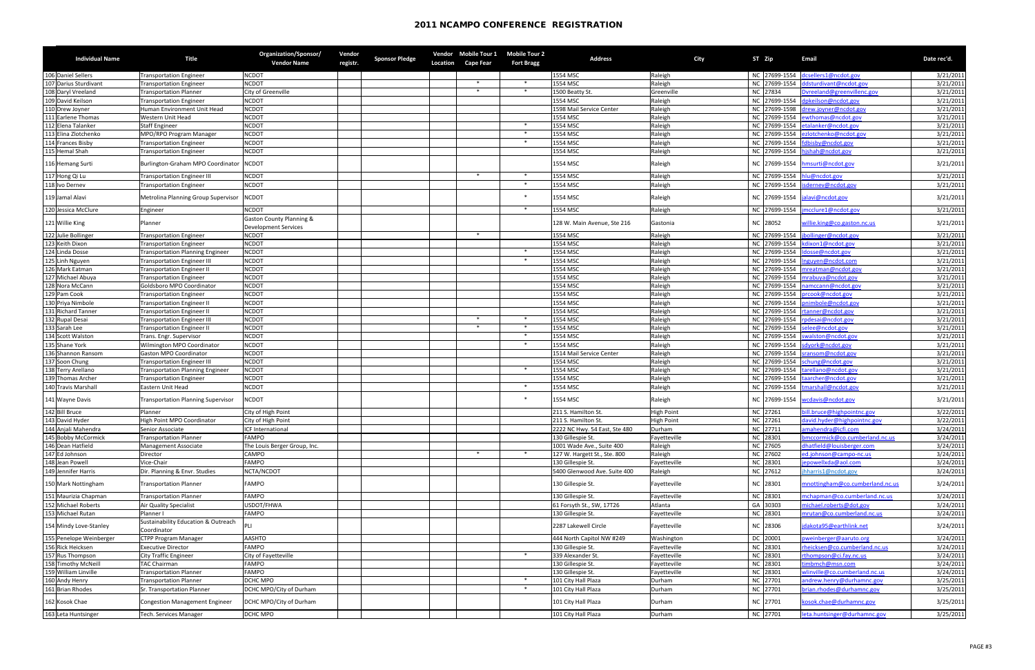# 2011 NCAMPO CONFERENCE REGISTRATION

| | Individual Name | Title | Organization/Sponsor/ Vendor Name | Vendor registr. | Sponsor Pledge | Vendor Location | Mobile Tour 1 Cape Fear | Mobile Tour 2 Fort Bragg | Address | City | ST | Zip | Email | Date rec'd. |
|---|---|---|---|---|---|---|---|---|---|---|---|---|---|---|
| 106 | Daniel Sellers | Transportation Engineer | NCDOT | | | | | | 1554 MSC | Raleigh | NC | 27699-1554 | dcsellers1@ncdot.gov | 3/21/2011 |
| 107 | Darius Sturdivant | Transportation Engineer | NCDOT | | | | * | * | 1554 MSC | Raleigh | NC | 27699-1554 | ddsturdivant@ncdot.gov | 3/21/2011 |
| 108 | Daryl Vreeland | Transportation Planner | City of Greenville | | | | * | * | 1500 Beatty St. | Greenville | NC | 27834 | Dvreeland@greenvillenc.gov | 3/21/2011 |
| 109 | David Keilson | Transportation Engineer | NCDOT | | | | | | 1554 MSC | Raleigh | NC | 27699-1554 | dpkeilson@ncdot.gov | 3/21/2011 |
| 110 | Drew Joyner | Human Environment Unit Head | NCDOT | | | | | | 1598 Mail Service Center | Raleigh | NC | 27699-1598 | drew.joyner@ncdot.gov | 3/21/2011 |
| 111 | Earlene Thomas | Western Unit Head | NCDOT | | | | | | 1554 MSC | Raleigh | NC | 27699-1554 | ewthomas@ncdot.gov | 3/21/2011 |
| 112 | Elena Talanker | Staff Engineer | NCDOT | | | | | * | 1554 MSC | Raleigh | NC | 27699-1554 | etalanker@ncdot.gov | 3/21/2011 |
| 113 | Elina Zlotchenko | MPO/RPO Program Manager | NCDOT | | | | | * | 1554 MSC | Raleigh | NC | 27699-1554 | ezlotchenko@ncdot.gov | 3/21/2011 |
| 114 | Frances Bisby | Transportation Engineer | NCDOT | | | | | * | 1554 MSC | Raleigh | NC | 27699-1554 | fdbisby@ncdot.gov | 3/21/2011 |
| 115 | Hemal Shah | Transportation Engineer | NCDOT | | | | | | 1554 MSC | Raleigh | NC | 27699-1554 | hjshah@ncdot.gov | 3/21/2011 |
| 116 | Hemang Surti | Burlington-Graham MPO Coordinator | NCDOT | | | | | | 1554 MSC | Raleigh | NC | 27699-1554 | hmsurti@ncdot.gov | 3/21/2011 |
| 117 | Hong Qi Lu | Transportation Engineer III | NCDOT | | | | * | * | 1554 MSC | Raleigh | NC | 27699-1554 | hlu@ncdot.gov | 3/21/2011 |
| 118 | Ivo Dernev | Transportation Engineer | NCDOT | | | | | * | 1554 MSC | Raleigh | NC | 27699-1554 | isdernev@ncdot.gov | 3/21/2011 |
| 119 | Jamal Alavi | Metrolina Planning Group Supervisor | NCDOT | | | | | * | 1554 MSC | Raleigh | NC | 27699-1554 | jalavi@ncdot.gov | 3/21/2011 |
| 120 | Jessica McClure | Engineer | NCDOT | | | | | * | 1554 MSC | Raleigh | NC | 27699-1554 | jmcclure1@ncdot.gov | 3/21/2011 |
| 121 | Willie King | Planner | Gaston County Planning & Development Services | | | | | | 128 W. Main Avenue, Ste 216 | Gastonia | NC | 28052 | willie.king@co.gaston.nc.us | 3/21/2011 |
| 122 | Julie Bollinger | Transportation Engineer | NCDOT | | | | * | | 1554 MSC | Raleigh | NC | 27699-1554 | jbollinger@ncdot.gov | 3/21/2011 |
| 123 | Keith Dixon | Transportation Engineer | NCDOT | | | | | | 1554 MSC | Raleigh | NC | 27699-1554 | kdixon1@ncdot.gov | 3/21/2011 |
| 124 | Linda Dosse | Transportation Planning Engineer | NCDOT | | | | | * | 1554 MSC | Raleigh | NC | 27699-1554 | ldosse@ncdot.gov | 3/21/2011 |
| 125 | Linh Nguyen | Transportation Engineer III | NCDOT | | | | | * | 1554 MSC | Raleigh | NC | 27699-1554 | lnguyen@ncdot.com | 3/21/2011 |
| 126 | Mark Eatman | Transportation Engineer II | NCDOT | | | | | | 1554 MSC | Raleigh | NC | 27699-1554 | mreatman@ncdot.gov | 3/21/2011 |
| 127 | Michael Abuya | Transportation Engineer | NCDOT | | | | | | 1554 MSC | Raleigh | NC | 27699-1554 | mrabuya@ncdot.gov | 3/21/2011 |
| 128 | Nora McCann | Goldsboro MPO Coordinator | NCDOT | | | | | | 1554 MSC | Raleigh | NC | 27699-1554 | namccann@ncdot.gov | 3/21/2011 |
| 129 | Pam Cook | Transportation Engineer | NCDOT | | | | | | 1554 MSC | Raleigh | NC | 27699-1554 | prcook@ncdot.gov | 3/21/2011 |
| 130 | Priya Nimbole | Transportation Engineer II | NCDOT | | | | | | 1554 MSC | Raleigh | NC | 27699-1554 | pnimbole@ncdot.gov | 3/21/2011 |
| 131 | Richard Tanner | Transportation Engineer II | NCDOT | | | | | | 1554 MSC | Raleigh | NC | 27699-1554 | rtanner@ncdot.gov | 3/21/2011 |
| 132 | Rupal Desai | Transportation Engineer III | NCDOT | | | | * | * | 1554 MSC | Raleigh | NC | 27699-1554 | rpdesai@ncdot.gov | 3/21/2011 |
| 133 | Sarah Lee | Transportation Engineer II | NCDOT | | | | * | * | 1554 MSC | Raleigh | NC | 27699-1554 | selee@ncdot.gov | 3/21/2011 |
| 134 | Scott Walston | Trans. Engr. Supervisor | NCDOT | | | | | * | 1554 MSC | Raleigh | NC | 27699-1554 | swalston@ncdot.gov | 3/21/2011 |
| 135 | Shane York | Wilmington MPO Coordinator | NCDOT | | | | | * | 1554 MSC | Raleigh | NC | 27699-1554 | sdyork@ncdot.gov | 3/21/2011 |
| 136 | Shannon Ransom | Gaston MPO Coordinator | NCDOT | | | | | | 1514 Mail Service Center | Raleigh | NC | 27699-1554 | sransom@ncdot.gov | 3/21/2011 |
| 137 | Soon Chung | Transportation Engineer III | NCDOT | | | | | | 1554 MSC | Raleigh | NC | 27699-1554 | schung@ncdot.gov | 3/21/2011 |
| 138 | Terry Arellano | Transportation Planning Engineer | NCDOT | | | | | * | 1554 MSC | Raleigh | NC | 27699-1554 | tarellano@ncdot.gov | 3/21/2011 |
| 139 | Thomas Archer | Transportation Engineer | NCDOT | | | | | | 1554 MSC | Raleigh | NC | 27699-1554 | taarcher@ncdot.gov | 3/21/2011 |
| 140 | Travis Marshall | Eastern Unit Head | NCDOT | | | | | * | 1554 MSC | Raleigh | NC | 27699-1554 | tmarshall@ncdot.gov | 3/21/2011 |
| 141 | Wayne Davis | Transportation Planning Supervisor | NCDOT | | | | | * | 1554 MSC | Raleigh | NC | 27699-1554 | wcdavis@ncdot.gov | 3/21/2011 |
| 142 | Bill Bruce | Planner | City of High Point | | | | | | 211 S. Hamilton St. | High Point | NC | 27261 | bill.bruce@highpointnc.gov | 3/22/2011 |
| 143 | David Hyder | High Point MPO Coordinator | City of High Point | | | | | | 211 S. Hamilton St. | High Point | NC | 27261 | david.hyder@highpointnc.gov | 3/22/2011 |
| 144 | Anjali Mahendra | Senior Associate | ICF International | | | | | | 2222 NC Hwy. 54 East, Ste 480 | Durham | NC | 27711 | amahendra@icfi.com | 3/24/2011 |
| 145 | Bobby McCormick | Transportation Planner | FAMPO | | | | | | 130 Gillespie St. | Fayetteville | NC | 28301 | bmccormick@co.cumberland.nc.us | 3/24/2011 |
| 146 | Dean Hatfield | Management Associate | The Louis Berger Group, Inc. | | | | | | 1001 Wade Ave., Suite 400 | Raleigh | NC | 27605 | dhatfield@louisberger.com | 3/24/2011 |
| 147 | Ed Johnson | Director | CAMPO | | | | * | * | 127 W. Hargett St., Ste. 800 | Raleigh | NC | 27602 | ed.johnson@campo-nc.us | 3/24/2011 |
| 148 | Jean Powell | Vice-Chair | FAMPO | | | | | | 130 Gillespie St. | Fayetteville | NC | 28301 | jepowellxda@aol.com | 3/24/2011 |
| 149 | Jennifer Harris | Dir. Planning & Envr. Studies | NCTA/NCDOT | | | | | | 5400 Glenwood Ave. Suite 400 | Raleigh | NC | 27612 | jhharris1@ncdot.gov | 3/24/2011 |
| 150 | Mark Nottingham | Transportation Planner | FAMPO | | | | | | 130 Gillespie St. | Fayetteville | NC | 28301 | mnottingham@co.cumberland.nc.us | 3/24/2011 |
| 151 | Maurizia Chapman | Transportation Planner | FAMPO | | | | | | 130 Gillespie St. | Fayetteville | NC | 28301 | mchapman@co.cumberland.nc.us | 3/24/2011 |
| 152 | Michael Roberts | Air Quality Specialist | USDOT/FHWA | | | | | | 61 Forsyth St., SW, 17T26 | Atlanta | GA | 30303 | michael.roberts@dot.gov | 3/24/2011 |
| 153 | Michael Rutan | Planner I | FAMPO | | | | | | 130 Gillespie St. | Fayetteville | NC | 28301 | mrutan@co.cumberland.nc.us | 3/24/2011 |
| 154 | Mindy Love-Stanley | Sustainability Education & Outreach Coordinator | PLI | | | | | | 2287 Lakewell Circle | Fayetteville | NC | 28306 | jdakota95@earthlink.net | 3/24/2011 |
| 155 | Penelope Weinberger | CTPP Program Manager | AASHTO | | | | | | 444 North Capitol NW #249 | Washington | DC | 20001 | pweinberger@aaruto.org | 3/24/2011 |
| 156 | Rick Heicksen | Executive Director | FAMPO | | | | | | 130 Gillespie St. | Fayetteville | NC | 28301 | rheicksen@co.cumberland.nc.us | 3/24/2011 |
| 157 | Rus Thompson | City Traffic Engineer | City of Fayetteville | | | | | * | 339 Alexander St. | Fayetteville | NC | 28301 | rthompson@ci.fay.nc.us | 3/24/2011 |
| 158 | Timothy McNeill | TAC Chairman | FAMPO | | | | | | 130 Gillespie St. | Fayetteville | NC | 28301 | timbmch@msn.com | 3/24/2011 |
| 159 | William Linville | Transportation Planner | FAMPO | | | | | | 130 Gillespie St. | Fayetteville | NC | 28301 | wlinville@co.cumberland.nc.us | 3/24/2011 |
| 160 | Andy Henry | Transportation Planner | DCHC MPO | | | | | * | 101 City Hall Plaza | Durham | NC | 27701 | andrew.henry@durhamnc.gov | 3/25/2011 |
| 161 | Brian Rhodes | Sr. Transportation Planner | DCHC MPO/City of Durham | | | | | * | 101 City Hall Plaza | Durham | NC | 27701 | brian.rhodes@durhamnc.gov | 3/25/2011 |
| 162 | Kosok Chae | Congestion Management Engineer | DCHC MPO/City of Durham | | | | | | 101 City Hall Plaza | Durham | NC | 27701 | kosok.chae@durhamnc.gov | 3/25/2011 |
| 163 | Leta Huntsinger | Tech. Services Manager | DCHC MPO | | | | | | 101 City Hall Plaza | Durham | NC | 27701 | leta.huntsinger@durhamnc.gov | 3/25/2011 |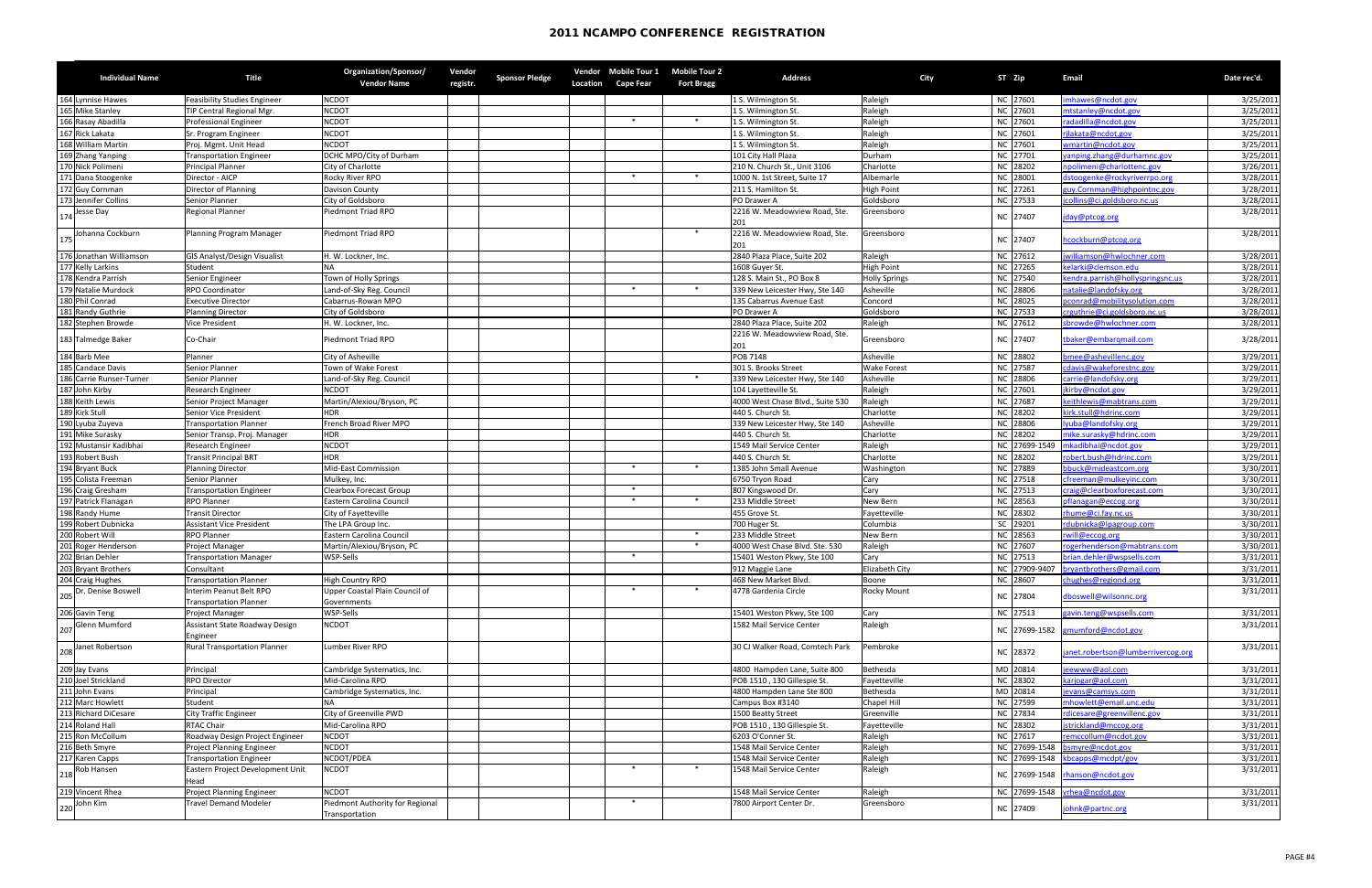# 2011 NCAMPO CONFERENCE REGISTRATION

| | Individual Name | Title | Organization/Sponsor/ Vendor Name | Vendor registr. | Sponsor Pledge | Vendor Location | Mobile Tour 1 Cape Fear | Mobile Tour 2 Fort Bragg | Address | City | ST | Zip | Email | Date rec'd. |
|---|---|---|---|---|---|---|---|---|---|---|---|---|---|---|
| 164 | Lynnise Hawes | Feasibility Studies Engineer | NCDOT | | | | | | 1 S. Wilmington St. | Raleigh | NC | 27601 | lmhawes@ncdot.gov | 3/25/2011 |
| 165 | Mike Stanley | TIP Central Regional Mgr. | NCDOT | | | | | | 1 S. Wilmington St. | Raleigh | NC | 27601 | mtstanley@ncdot.gov | 3/25/2011 |
| 166 | Rasay Abadilla | Professional Engineer | NCDOT | | | | * | * | 1 S. Wilmington St. | Raleigh | NC | 27601 | radadilla@ncdot.gov | 3/25/2011 |
| 167 | Rick Lakata | Sr. Program Engineer | NCDOT | | | | | | 1 S. Wilmington St. | Raleigh | NC | 27601 | rjlakata@ncdot.gov | 3/25/2011 |
| 168 | William Martin | Proj. Mgmt. Unit Head | NCDOT | | | | | | 1 S. Wilmington St. | Raleigh | NC | 27601 | wmartin@ncdot.gov | 3/25/2011 |
| 169 | Zhang Yanping | Transportation Engineer | DCHC MPO/City of Durham | | | | | | 101 City Hall Plaza | Durham | NC | 27701 | yanping.zhang@durhamnc.gov | 3/25/2011 |
| 170 | Nick Polimeni | Principal Planner | City of Charlotte | | | | | | 210 N. Church St., Unit 3106 | Charlotte | NC | 28202 | npolimeni@charlottenc.gov | 3/26/2011 |
| 171 | Dana Stoogenke | Director - AICP | Rocky River RPO | | | | * | * | 1000 N. 1st Street, Suite 17 | Albemarle | NC | 28001 | dstoogenke@rockyriverrpo.org | 3/28/2011 |
| 172 | Guy Cornman | Director of Planning | Davison County | | | | | | 211 S. Hamilton St. | High Point | NC | 27261 | guy.Cornman@highpointnc.gov | 3/28/2011 |
| 173 | Jennifer Collins | Senior Planner | City of Goldsboro | | | | | | PO Drawer A | Goldsboro | NC | 27533 | jcollins@ci.goldsboro.nc.us | 3/28/2011 |
| 174 | Jesse Day | Regional Planner | Piedmont Triad RPO | | | | | | 2216 W. Meadowview Road, Ste. 201 | Greensboro | NC | 27407 | jday@ptcog.org | 3/28/2011 |
| 175 | Johanna Cockburn | Planning Program Manager | Piedmont Triad RPO | | | | | * | 2216 W. Meadowview Road, Ste. 201 | Greensboro | NC | 27407 | hcockburn@ptcog.org | 3/28/2011 |
| 176 | Jonathan Williamson | GIS Analyst/Design Visualist | H. W. Lockner, Inc. | | | | | | 2840 Plaza Place, Suite 202 | Raleigh | NC | 27612 | jwilliamson@hwlochner.com | 3/28/2011 |
| 177 | Kelly Larkins | Student | NA | | | | | | 1608 Guyer St. | High Point | NC | 27265 | kelarki@clemson.edu | 3/28/2011 |
| 178 | Kendra Parrish | Senior Engineer | Town of Holly Springs | | | | | | 128 S. Main St., PO Box 8 | Holly Springs | NC | 27540 | kendra.parrish@hollyspringsnc.us | 3/28/2011 |
| 179 | Natalie Murdock | RPO Coordinator | Land-of-Sky Reg. Council | | | | * | * | 339 New Leicester Hwy, Ste 140 | Asheville | NC | 28806 | natalie@landofsky.org | 3/28/2011 |
| 180 | Phil Conrad | Executive Director | Cabarrus-Rowan MPO | | | | | | 135 Cabarrus Avenue East | Concord | NC | 28025 | pconrad@mobilitysolution.com | 3/28/2011 |
| 181 | Randy Guthrie | Planning Director | City of Goldsboro | | | | | | PO Drawer A | Goldsboro | NC | 27533 | crguthrie@ci.goldsboro.nc.us | 3/28/2011 |
| 182 | Stephen Browde | Vice President | H. W. Lockner, Inc. | | | | | | 2840 Plaza Place, Suite 202 | Raleigh | NC | 27612 | sbrowde@hwlochner.com | 3/28/2011 |
| 183 | Talmedge Baker | Co-Chair | Piedmont Triad RPO | | | | | | 2216 W. Meadowview Road, Ste. 201 | Greensboro | NC | 27407 | tbaker@embarqmail.com | 3/28/2011 |
| 184 | Barb Mee | Planner | City of Asheville | | | | | | POB 7148 | Asheville | NC | 28802 | bmee@ashevillenc.gov | 3/29/2011 |
| 185 | Candace Davis | Senior Planner | Town of Wake Forest | | | | | | 301 S. Brooks Street | Wake Forest | NC | 27587 | cdavis@wakeforestnc.gov | 3/29/2011 |
| 186 | Carrie Runser-Turner | Senior Planner | Land-of-Sky Reg. Council | | | | | * | 339 New Leicester Hwy, Ste 140 | Asheville | NC | 28806 | carrie@landofsky.org | 3/29/2011 |
| 187 | John Kirby | Research Engineer | NCDOT | | | | | | 104 Layetteville St. | Raleigh | NC | 27601 | jkirby@ncdot.gov | 3/29/2011 |
| 188 | Keith Lewis | Senior Project Manager | Martin/Alexiou/Bryson, PC | | | | | | 4000 West Chase Blvd., Suite 530 | Raleigh | NC | 27687 | keithlewis@mabtrans.com | 3/29/2011 |
| 189 | Kirk Stull | Senior Vice President | HDR | | | | | | 440 S. Church St. | Charlotte | NC | 28202 | kirk.stull@hdrinc.com | 3/29/2011 |
| 190 | Lyuba Zuyeva | Transportation Planner | French Broad River MPO | | | | | | 339 New Leicester Hwy, Ste 140 | Asheville | NC | 28806 | lyuba@landofsky.org | 3/29/2011 |
| 191 | Mike Surasky | Senior Transp. Proj. Manager | HDR | | | | | | 440 S. Church St. | Charlotte | NC | 28202 | mike.surasky@hdrinc.com | 3/29/2011 |
| 192 | Mustansir Kadibhai | Research Engineer | NCDOT | | | | | | 1549 Mail Service Center | Raleigh | NC | 27699-1549 | mkadibhai@ncdot.gov | 3/29/2011 |
| 193 | Robert Bush | Transit Principal BRT | HDR | | | | | | 440 S. Church St. | Charlotte | NC | 28202 | robert.bush@hdrinc.com | 3/29/2011 |
| 194 | Bryant Buck | Planning Director | Mid-East Commission | | | | * | * | 1385 John Small Avenue | Washington | NC | 27889 | bbuck@mideastcom.org | 3/30/2011 |
| 195 | Colista Freeman | Senior Planner | Mulkey, Inc. | | | | | | 6750 Tryon Road | Cary | NC | 27518 | cfreeman@mulkeyinc.com | 3/30/2011 |
| 196 | Craig Gresham | Transportation Engineer | Clearbox Forecast Group | | | | * | | 807 Kingswood Dr. | Cary | NC | 27513 | craig@clearboxforecast.com | 3/30/2011 |
| 197 | Patrick Flanagan | RPO Planner | Eastern Carolina Council | | | | * | * | 233 Middle Street | New Bern | NC | 28563 | pflanagan@eccog.org | 3/30/2011 |
| 198 | Randy Hume | Transit Director | City of Fayetteville | | | | | | 455 Grove St. | Fayetteville | NC | 28302 | rhume@ci.fay.nc.us | 3/30/2011 |
| 199 | Robert Dubnicka | Assistant Vice President | The LPA Group Inc. | | | | | | 700 Huger St. | Columbia | SC | 29201 | rdubnicka@lpagroup.com | 3/30/2011 |
| 200 | Robert Will | RPO Planner | Eastern Carolina Council | | | | | * | 233 Middle Street | New Bern | NC | 28563 | rwill@eccog.org | 3/30/2011 |
| 201 | Roger Henderson | Project Manager | Martin/Alexiou/Bryson, PC | | | | | * | 4000 West Chase Blvd. Ste. 530 | Raleigh | NC | 27607 | rogerhenderson@mabtrans.com | 3/30/2011 |
| 202 | Brian Dehler | Transportation Manager | WSP-Sells | | | | * | | 15401 Weston Pkwy, Ste 100 | Cary | NC | 27513 | brian.dehler@wspsells.com | 3/31/2011 |
| 203 | Bryant Brothers | Consultant | | | | | | | 912 Maggie Lane | Elizabeth City | NC | 27909-9407 | bryantbrothers@gmail.com | 3/31/2011 |
| 204 | Craig Hughes | Transportation Planner | High Country RPO | | | | | | 468 New Market Blvd. | Boone | NC | 28607 | chughes@regiond.org | 3/31/2011 |
| 205 | Dr. Denise Boswell | Interim Peanut Belt RPO Transportation Planner | Upper Coastal Plain Council of Governments | | | | * | * | 4778 Gardenia Circle | Rocky Mount | NC | 27804 | dboswell@wilsonnc.org | 3/31/2011 |
| 206 | Gavin Teng | Project Manager | WSP-Sells | | | | | | 15401 Weston Pkwy, Ste 100 | Cary | NC | 27513 | gavin.teng@wspsells.com | 3/31/2011 |
| 207 | Glenn Mumford | Assistant State Roadway Design Engineer | NCDOT | | | | | | 1582 Mail Service Center | Raleigh | NC | 27699-1582 | gmumford@ncdot.gov | 3/31/2011 |
| 208 | Janet Robertson | Rural Transportation Planner | Lumber River RPO | | | | | | 30 CJ Walker Road, Comtech Park | Pembroke | NC | 28372 | janet.robertson@lumberrivercog.org | 3/31/2011 |
| 209 | Jay Evans | Principal | Cambridge Systematics, Inc. | | | | | | 4800 Hampden Lane, Suite 800 | Bethesda | MD | 20814 | jeewww@aol.com | 3/31/2011 |
| 210 | Joel Strickland | RPO Director | Mid-Carolina RPO | | | | | | POB 1510 , 130 Gillespie St. | Fayetteville | NC | 28302 | karjogar@aol.com | 3/31/2011 |
| 211 | John Evans | Principal | Cambridge Systematics, Inc. | | | | | | 4800 Hampden Lane Ste 800 | Bethesda | MD | 20814 | jevans@camsys.com | 3/31/2011 |
| 212 | Marc Howlett | Student | NA | | | | | | Campus Box #3140 | Chapel Hill | NC | 27599 | mhowlett@email.unc.edu | 3/31/2011 |
| 213 | Richard DiCesare | City Traffic Engineer | City of Greenville PWD | | | | | | 1500 Beatty Street | Greenville | NC | 27834 | rdicesare@greenvillenc.gov | 3/31/2011 |
| 214 | Roland Hall | RTAC Chair | Mid-Carolina RPO | | | | | | POB 1510 , 130 Gillespie St. | Fayetteville | NC | 28302 | jstrickland@mccog.org | 3/31/2011 |
| 215 | Ron McCollum | Roadway Design Project Engineer | NCDOT | | | | | | 6203 O'Conner St. | Raleigh | NC | 27617 | remccollum@ncdot.gov | 3/31/2011 |
| 216 | Beth Smyre | Project Planning Engineer | NCDOT | | | | | | 1548 Mail Service Center | Raleigh | NC | 27699-1548 | bsmyre@ncdot.gov | 3/31/2011 |
| 217 | Karen Capps | Transportation Engineer | NCDOT/PDEA | | | | | | 1548 Mail Service Center | Raleigh | NC | 27699-1548 | kbcapps@ncdpt/gov | 3/31/2011 |
| 218 | Rob Hansen | Eastern Project Development Unit Head | NCDOT | | | | * | * | 1548 Mail Service Center | Raleigh | NC | 27699-1548 | rhanson@ncdot.gov | 3/31/2011 |
| 219 | Vincent Rhea | Project Planning Engineer | NCDOT | | | | | | 1548 Mail Service Center | Raleigh | NC | 27699-1548 | vrhea@ncdot.gov | 3/31/2011 |
| 220 | John Kim | Travel Demand Modeler | Piedmont Authority for Regional Transportation | | | | * | | 7800 Airport Center Dr. | Greensboro | NC | 27409 | johnk@partnc.org | 3/31/2011 |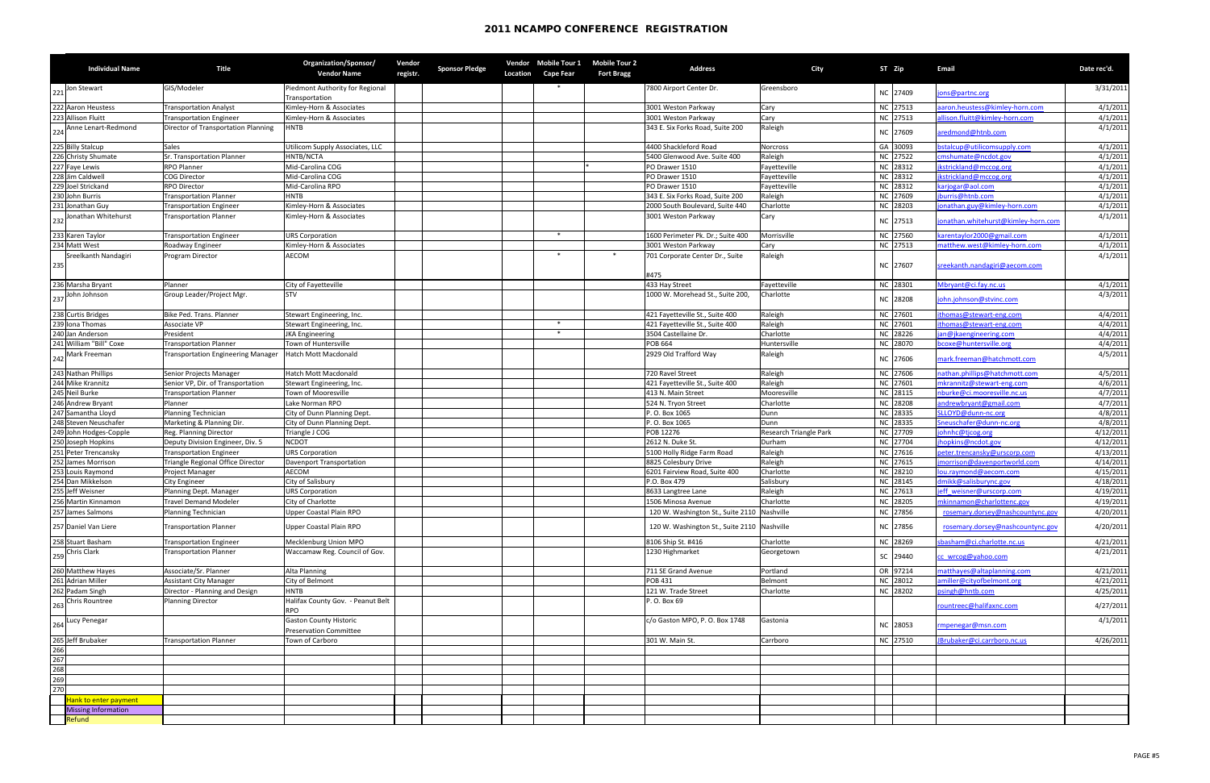# 2011 NCAMPO CONFERENCE REGISTRATION

| # | Individual Name | Title | Organization/Sponsor/ Vendor Name | Vendor registr. | Sponsor Pledge | Vendor Location | Mobile Tour 1 Cape Fear | Mobile Tour 2 Fort Bragg | Address | City | ST | Zip | Email | Date rec'd. |
|---|---|---|---|---|---|---|---|---|---|---|---|---|---|---|
| 221 | Jon Stewart | GIS/Modeler | Piedmont Authority for Regional Transportation | | | | * | | 7800 Airport Center Dr. | Greensboro | NC | 27409 | jons@partnc.org | 3/31/2011 |
| 222 | Aaron Heustess | Transportation Analyst | Kimley-Horn & Associates | | | | | | 3001 Weston Parkway | Cary | NC | 27513 | aaron.heustess@kimley-horn.com | 4/1/2011 |
| 223 | Allison Fluitt | Transportation Engineer | Kimley-Horn & Associates | | | | | | 3001 Weston Parkway | Cary | NC | 27513 | allison.fluitt@kimley-horn.com | 4/1/2011 |
| 224 | Anne Lenart-Redmond | Director of Transportation Planning | HNTB | | | | | | 343 E. Six Forks Road, Suite 200 | Raleigh | NC | 27609 | aredmond@htnb.com | 4/1/2011 |
| 225 | Billy Stalcup | Sales | Utilicom Supply Associates, LLC | | | | | | 4400 Shackleford Road | Norcross | GA | 30093 | bstalcup@utilicomsupply.com | 4/1/2011 |
| 226 | Christy Shumate | Sr. Transportation Planner | HNTB/NCTA | | | | | | 5400 Glenwood Ave. Suite 400 | Raleigh | NC | 27522 | cmshumate@ncdot.gov | 4/1/2011 |
| 227 | Faye Lewis | RPO Planner | Mid-Carolina COG | | | | | * | PO Drawer 1510 | Fayetteville | NC | 28312 | jkstrickland@mccog.org | 4/1/2011 |
| 228 | Jim Caldwell | COG Director | Mid-Carolina COG | | | | | | PO Drawer 1510 | Fayetteville | NC | 28312 | jkstrickland@mccog.org | 4/1/2011 |
| 229 | Joel Strickand | RPO Director | Mid-Carolina RPO | | | | | | PO Drawer 1510 | Fayetteville | NC | 28312 | karjogar@aol.com | 4/1/2011 |
| 230 | John Burris | Transportation Planner | HNTB | | | | | | 343 E. Six Forks Road, Suite 200 | Raleigh | NC | 27609 | jburris@htnb.com | 4/1/2011 |
| 231 | Jonathan Guy | Transportation Engineer | Kimley-Horn & Associates | | | | | | 2000 South Boulevard, Suite 440 | Charlotte | NC | 28203 | jonathan.guy@kimley-horn.com | 4/1/2011 |
| 232 | Jonathan Whitehurst | Transportation Planner | Kimley-Horn & Associates | | | | | | 3001 Weston Parkway | Cary | NC | 27513 | jonathan.whitehurst@kimley-horn.com | 4/1/2011 |
| 233 | Karen Taylor | Transportation Engineer | URS Corporation | | | | * | | 1600 Perimeter Pk. Dr.; Suite 400 | Morrisville | NC | 27560 | karentaylor2000@gmail.com | 4/1/2011 |
| 234 | Matt West | Roadway Engineer | Kimley-Horn & Associates | | | | | | 3001 Weston Parkway | Cary | NC | 27513 | matthew.west@kimley-horn.com | 4/1/2011 |
| 235 | Sreelkanth Nandagiri | Program Director | AECOM | | | | * | * | 701 Corporate Center Dr., Suite #475 | Raleigh | NC | 27607 | sreekanth.nandagiri@aecom.com | 4/1/2011 |
| 236 | Marsha Bryant | Planner | City of Fayetteville | | | | | | 433 Hay Street | Fayetteville | NC | 28301 | Mbryant@ci.fay.nc.us | 4/1/2011 |
| 237 | John Johnson | Group Leader/Project Mgr. | STV | | | | | | 1000 W. Morehead St., Suite 200, | Charlotte | NC | 28208 | john.johnson@stvinc.com | 4/3/2011 |
| 238 | Curtis Bridges | Bike Ped. Trans. Planner | Stewart Engineering, Inc. | | | | | | 421 Fayetteville St., Suite 400 | Raleigh | NC | 27601 | ithomas@stewart-eng.com | 4/4/2011 |
| 239 | Iona Thomas | Associate VP | Stewart Engineering, Inc. | | | | * | | 421 Fayetteville St., Suite 400 | Raleigh | NC | 27601 | ithomas@stewart-eng.com | 4/4/2011 |
| 240 | Jan Anderson | President | JKA Engineering | | | | * | | 3504 Castellaine Dr. | Charlotte | NC | 28226 | jan@jkaengineering.com | 4/4/2011 |
| 241 | William "Bill" Coxe | Transportation Planner | Town of Huntersville | | | | | | POB 664 | Huntersville | NC | 28070 | bcoxe@huntersville.org | 4/4/2011 |
| 242 | Mark Freeman | Transportation Engineering Manager | Hatch Mott Macdonald | | | | | | 2929 Old Trafford Way | Raleigh | NC | 27606 | mark.freeman@hatchmott.com | 4/5/2011 |
| 243 | Nathan Phillips | Senior Projects Manager | Hatch Mott Macdonald | | | | | | 720 Ravel Street | Raleigh | NC | 27606 | nathan.phillips@hatchmott.com | 4/5/2011 |
| 244 | Mike Krannitz | Senior VP, Dir. of Transportation | Stewart Engineering, Inc. | | | | | | 421 Fayetteville St., Suite 400 | Raleigh | NC | 27601 | mkrannitz@stewart-eng.com | 4/6/2011 |
| 245 | Neil Burke | Transportation Planner | Town of Mooresville | | | | | | 413 N. Main Street | Mooresville | NC | 28115 | nburke@ci.mooresville.nc.us | 4/7/2011 |
| 246 | Andrew Bryant | Planner | Lake Norman RPO | | | | | | 524 N. Tryon Street | Charlotte | NC | 28208 | andrewbryant@gmail.com | 4/7/2011 |
| 247 | Samantha Lloyd | Planning Technician | City of Dunn Planning Dept. | | | | | | P. O. Box 1065 | Dunn | NC | 28335 | SLLOYD@dunn-nc.org | 4/8/2011 |
| 248 | Steven Neuschafer | Marketing & Planning Dir. | City of Dunn Planning Dept. | | | | | | P. O. Box 1065 | Dunn | NC | 28335 | Sneuschafer@dunn-nc.org | 4/8/2011 |
| 249 | John Hodges-Copple | Reg. Planning Director | Triangle J COG | | | | | | POB 12276 | Research Triangle Park | NC | 27709 | johnhc@tjcog.org | 4/12/2011 |
| 250 | Joseph Hopkins | Deputy Division Engineer, Div. 5 | NCDOT | | | | | | 2612 N. Duke St. | Durham | NC | 27704 | jhopkins@ncdot.gov | 4/12/2011 |
| 251 | Peter Trencansky | Transportation Engineer | URS Corporation | | | | | | 5100 Holly Ridge Farm Road | Raleigh | NC | 27616 | peter.trencansky@urscorp.com | 4/13/2011 |
| 252 | James Morrison | Triangle Regional Office Director | Davenport Transportation | | | | | | 8825 Colesbury Drive | Raleigh | NC | 27615 | jmorrison@davenportworld.com | 4/14/2011 |
| 253 | Louis Raymond | Project Manager | AECOM | | | | | | 6201 Fairview Road, Suite 400 | Charlotte | NC | 28210 | lou.raymond@aecom.com | 4/15/2011 |
| 254 | Dan Mikkelson | City Engineer | City of Salisbury | | | | | | P.O. Box 479 | Salisbury | NC | 28145 | dmikk@salisburync.gov | 4/18/2011 |
| 255 | Jeff Weisner | Planning Dept. Manager | URS Corporation | | | | | | 8633 Langtree Lane | Raleigh | NC | 27613 | jeff_weisner@urscorp.com | 4/19/2011 |
| 256 | Martin Kinnamon | Travel Demand Modeler | City of Charlotte | | | | | | 1506 Minosa Avenue | Charlotte | NC | 28205 | mkinnamon@charlottenc.gov | 4/19/2011 |
| 257 | James Salmons | Planning Technician | Upper Coastal Plain RPO | | | | | | 120 W. Washington St., Suite 2110 | Nashville | NC | 27856 | rosemary.dorsey@nashcountync.gov | 4/20/2011 |
| 257 | Daniel Van Liere | Transportation Planner | Upper Coastal Plain RPO | | | | | | 120 W. Washington St., Suite 2110 | Nashville | NC | 27856 | rosemary.dorsey@nashcountync.gov | 4/20/2011 |
| 258 | Stuart Basham | Transportation Engineer | Mecklenburg Union MPO | | | | | | 8106 Ship St. #416 | Charlotte | NC | 28269 | sbasham@ci.charlotte.nc.us | 4/21/2011 |
| 259 | Chris Clark | Transportation Planner | Waccamaw Reg. Council of Gov. | | | | | | 1230 Highmarket | Georgetown | SC | 29440 | cc_wrcog@yahoo.com | 4/21/2011 |
| 260 | Matthew Hayes | Associate/Sr. Planner | Alta Planning | | | | | | 711 SE Grand Avenue | Portland | OR | 97214 | matthayes@altaplanning.com | 4/21/2011 |
| 261 | Adrian Miller | Assistant City Manager | City of Belmont | | | | | | POB 431 | Belmont | NC | 28012 | amiller@cityofbelmont.org | 4/21/2011 |
| 262 | Padam Singh | Director - Planning and Design | HNTB | | | | | | 121 W. Trade Street | Charlotte | NC | 28202 | psingh@hntb.com | 4/25/2011 |
| 263 | Chris Rountree | Planning Director | Halifax County Gov. - Peanut Belt RPO | | | | | | P. O. Box 69 | | | | rountreec@halifaxnc.com | 4/27/2011 |
| 264 | Lucy Penegar | | Gaston County Historic Preservation Committee | | | | | | c/o Gaston MPO, P. O. Box 1748 | Gastonia | NC | 28053 | rmpenegar@msn.com | 4/1/2011 |
| 265 | Jeff Brubaker | Transportation Planner | Town of Carboro | | | | | | 301 W. Main St. | Carrboro | NC | 27510 | JBrubaker@ci.carrboro.nc.us | 4/26/2011 |
| 266 | | | | | | | | | | | | | | |
| 267 | | | | | | | | | | | | | | |
| 268 | | | | | | | | | | | | | | |
| 269 | | | | | | | | | | | | | | |
| 270 | | | | | | | | | | | | | | |
| | Hank to enter payment | | | | | | | | | | | | | |
| | Missing Information | | | | | | | | | | | | | |
| | Refund | | | | | | | | | | | | | |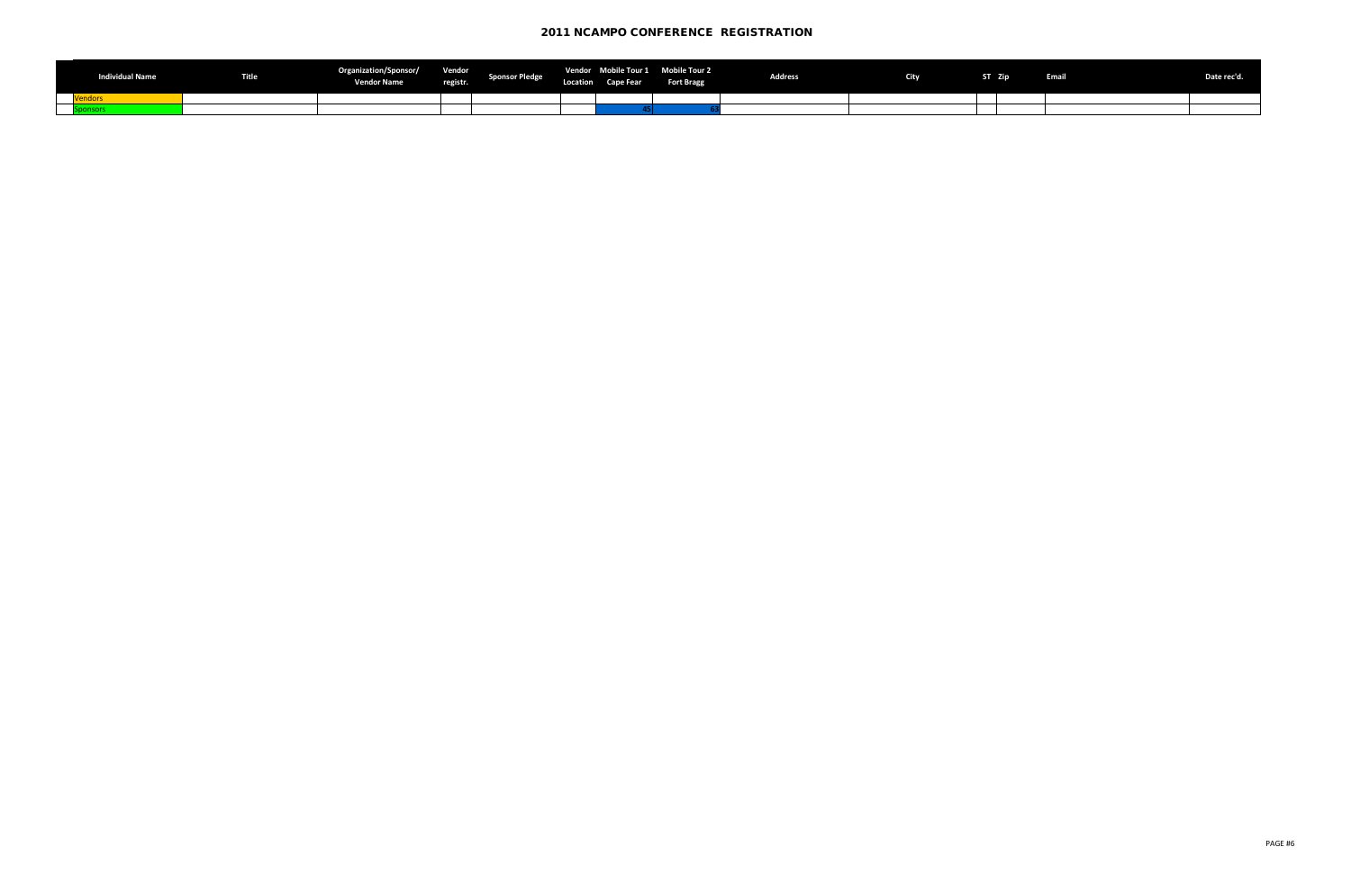## 2011 NCAMPO CONFERENCE REGISTRATION

| Individual Name | Title | Organization/Sponsor/ Vendor Name | Vendor registr. | Sponsor Pledge | Vendor Location | Mobile Tour 1 Cape Fear | Mobile Tour 2 Fort Bragg | Address | City | ST | Zip | Email | Date rec'd. |
|---|---|---|---|---|---|---|---|---|---|---|---|---|---|
| Vendors | | | | | | | | | | | | | |
| Sponsors | | | | | | 45 | 63 | | | | | | |